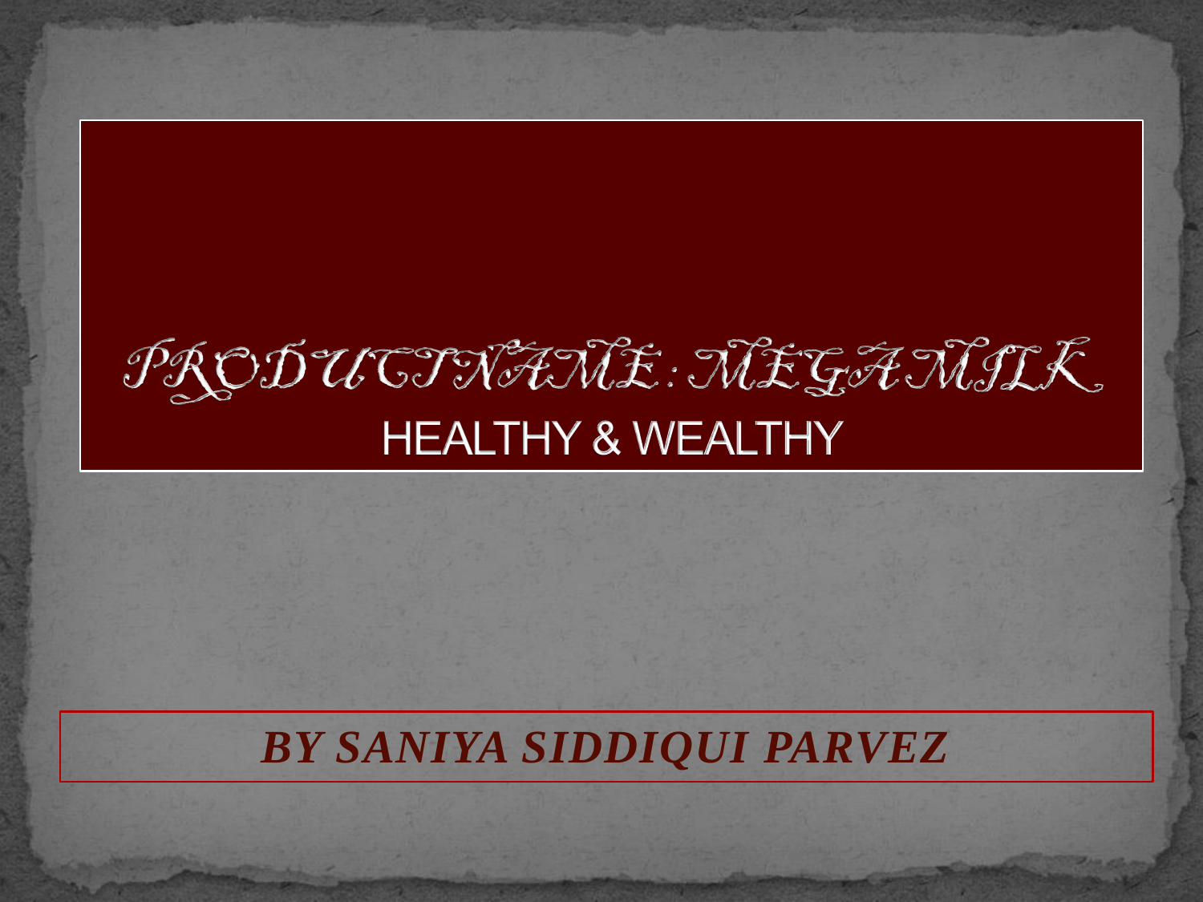# PRODUCTNAME: MEGAMILK

## HEALTHY & WEALTHY

***BY SANIYA SIDDIQUI PARVEZ***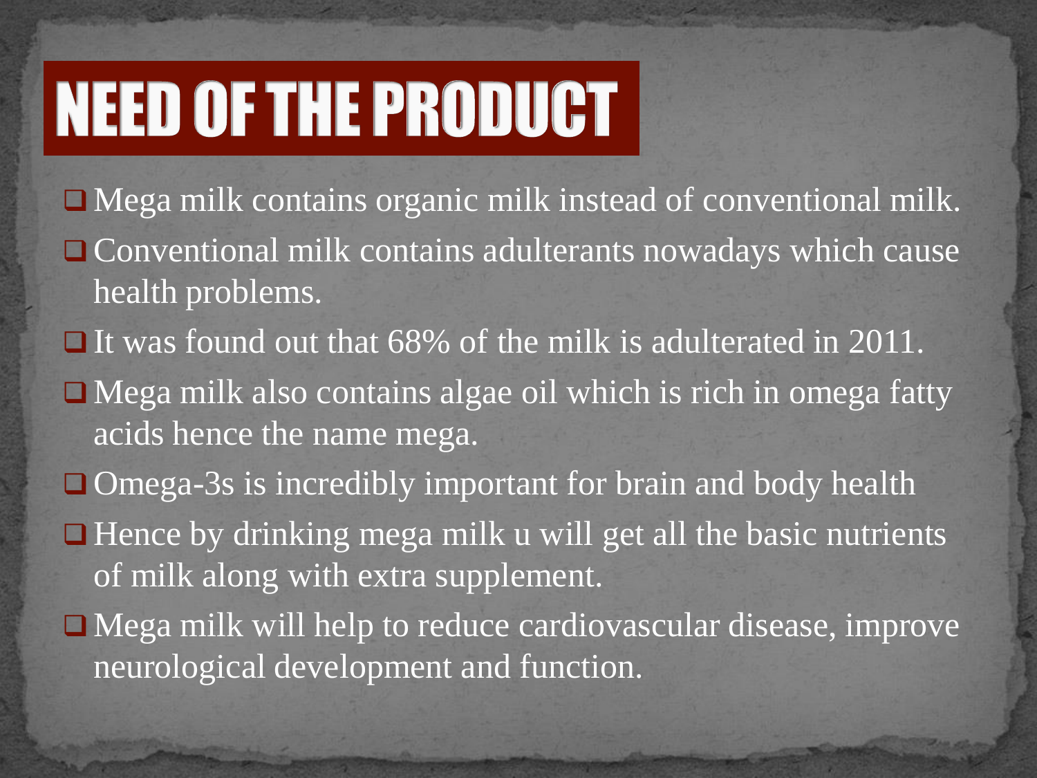# NEED OF THE PRODUCT

- Mega milk contains organic milk instead of conventional milk.
- Conventional milk contains adulterants nowadays which cause health problems.
- It was found out that 68% of the milk is adulterated in 2011.
- Mega milk also contains algae oil which is rich in omega fatty acids hence the name mega.
- Omega-3s is incredibly important for brain and body health
- Hence by drinking mega milk u will get all the basic nutrients of milk along with extra supplement.
- Mega milk will help to reduce cardiovascular disease, improve neurological development and function.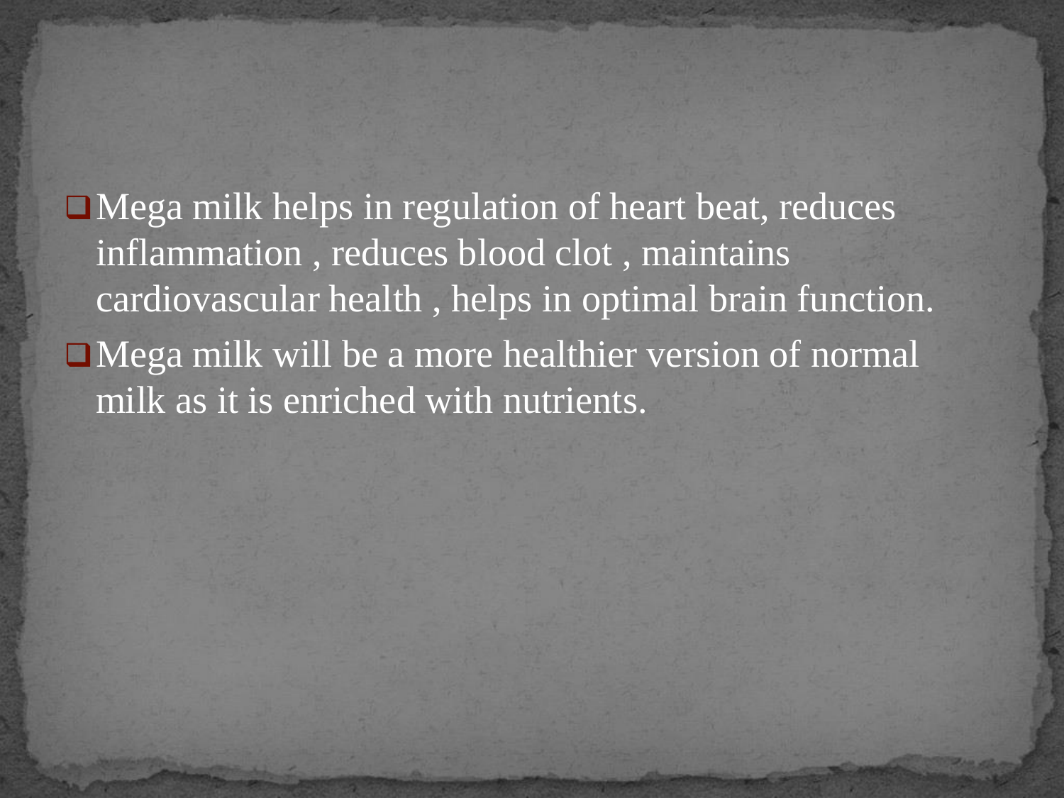- Mega milk helps in regulation of heart beat, reduces inflammation , reduces blood clot , maintains cardiovascular health , helps in optimal brain function.
- Mega milk will be a more healthier version of normal milk as it is enriched with nutrients.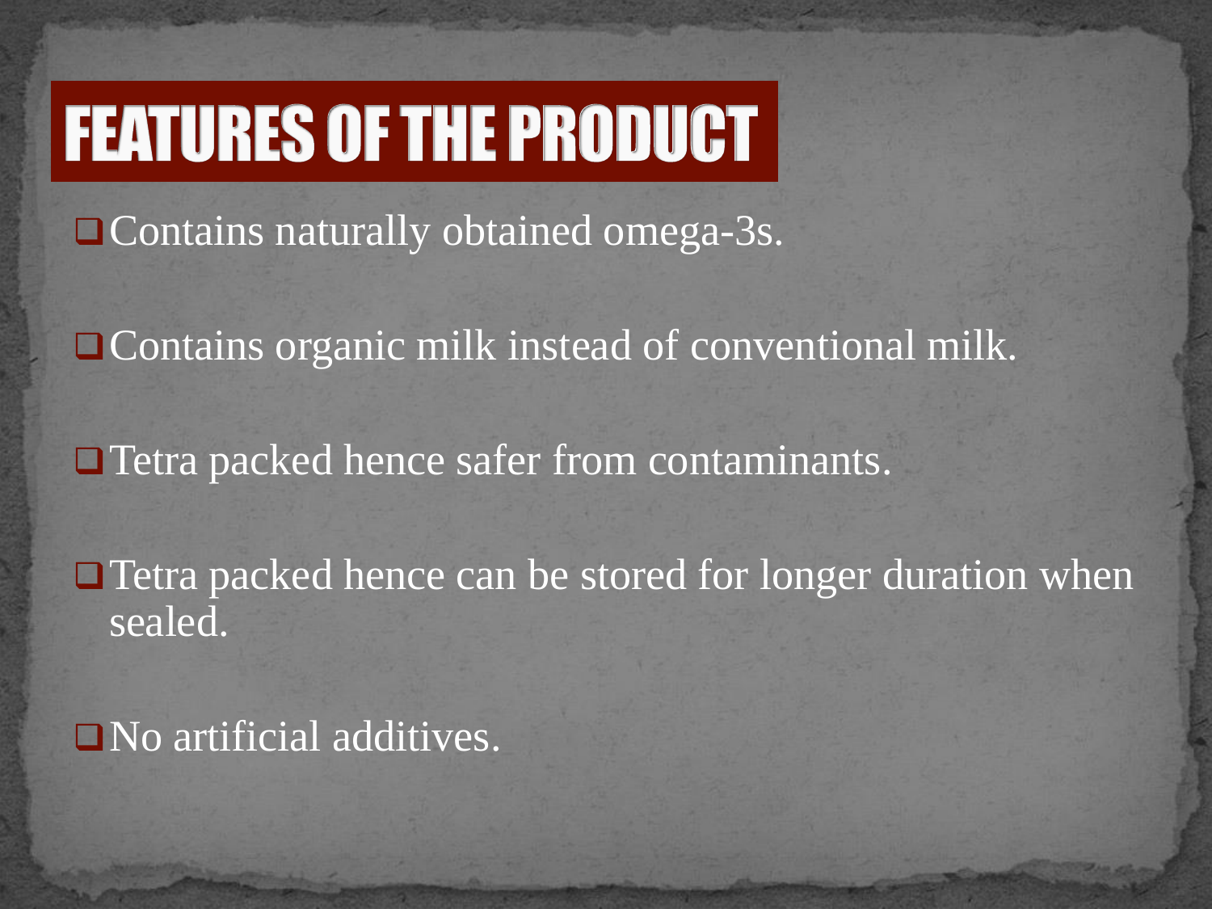# FEATURES OF THE PRODUCT

- Contains naturally obtained omega-3s.
- Contains organic milk instead of conventional milk.
- Tetra packed hence safer from contaminants.
- Tetra packed hence can be stored for longer duration when sealed.
- No artificial additives.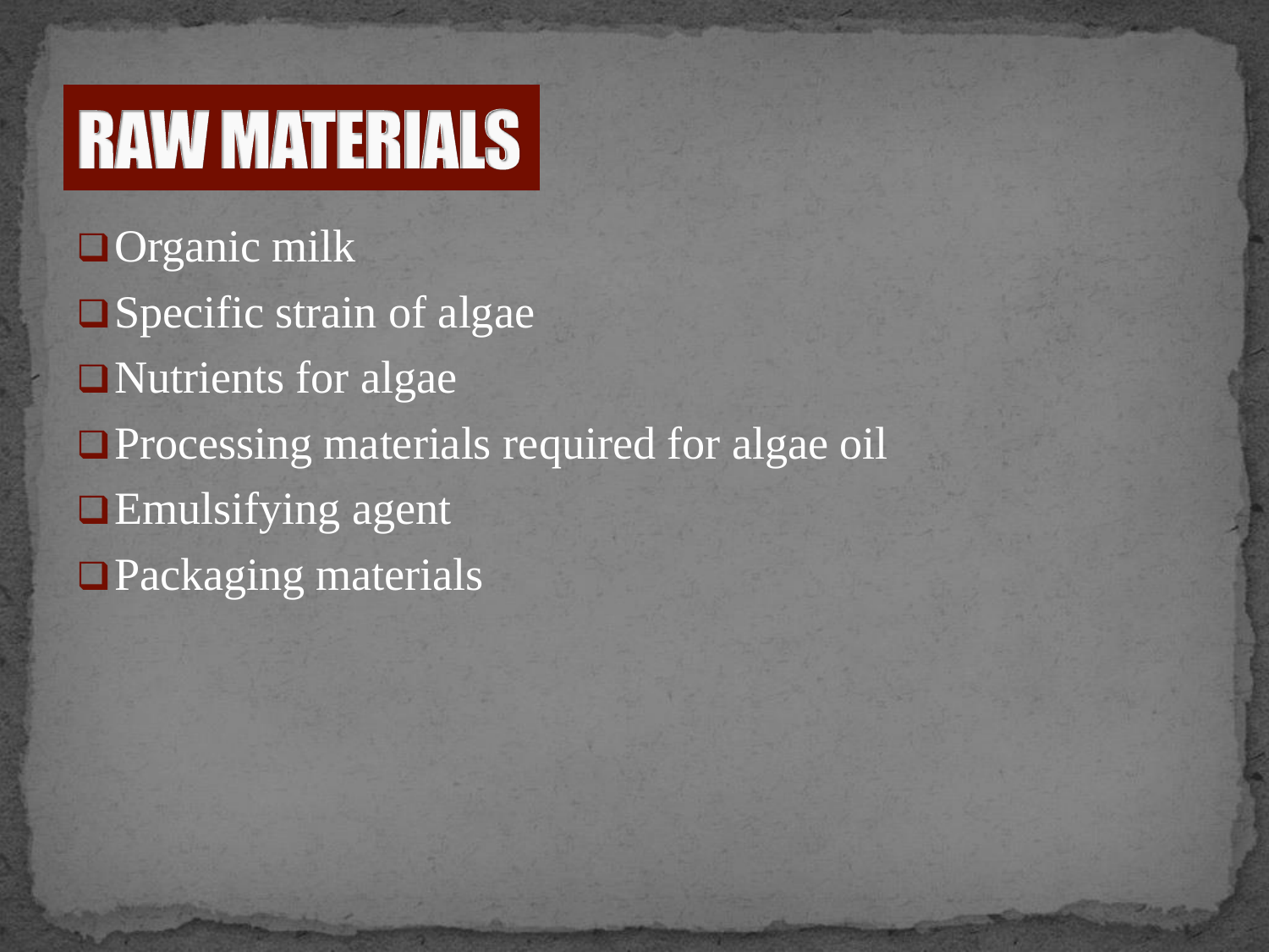# RAW MATERIALS

- Organic milk
- Specific strain of algae
- Nutrients for algae
- Processing materials required for algae oil
- Emulsifying agent
- Packaging materials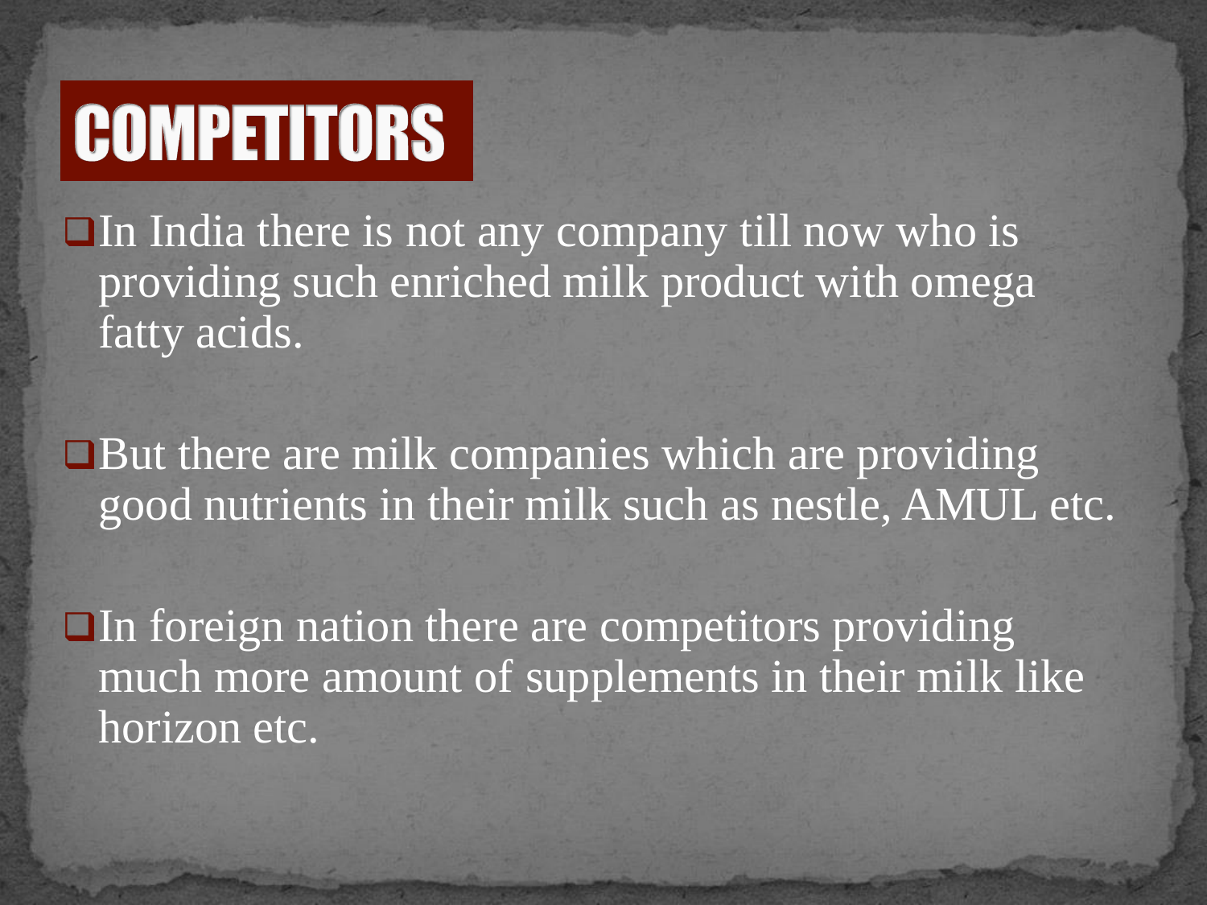# COMPETITORS

- In India there is not any company till now who is providing such enriched milk product with omega fatty acids.
- But there are milk companies which are providing good nutrients in their milk such as nestle, AMUL etc.
- In foreign nation there are competitors providing much more amount of supplements in their milk like horizon etc.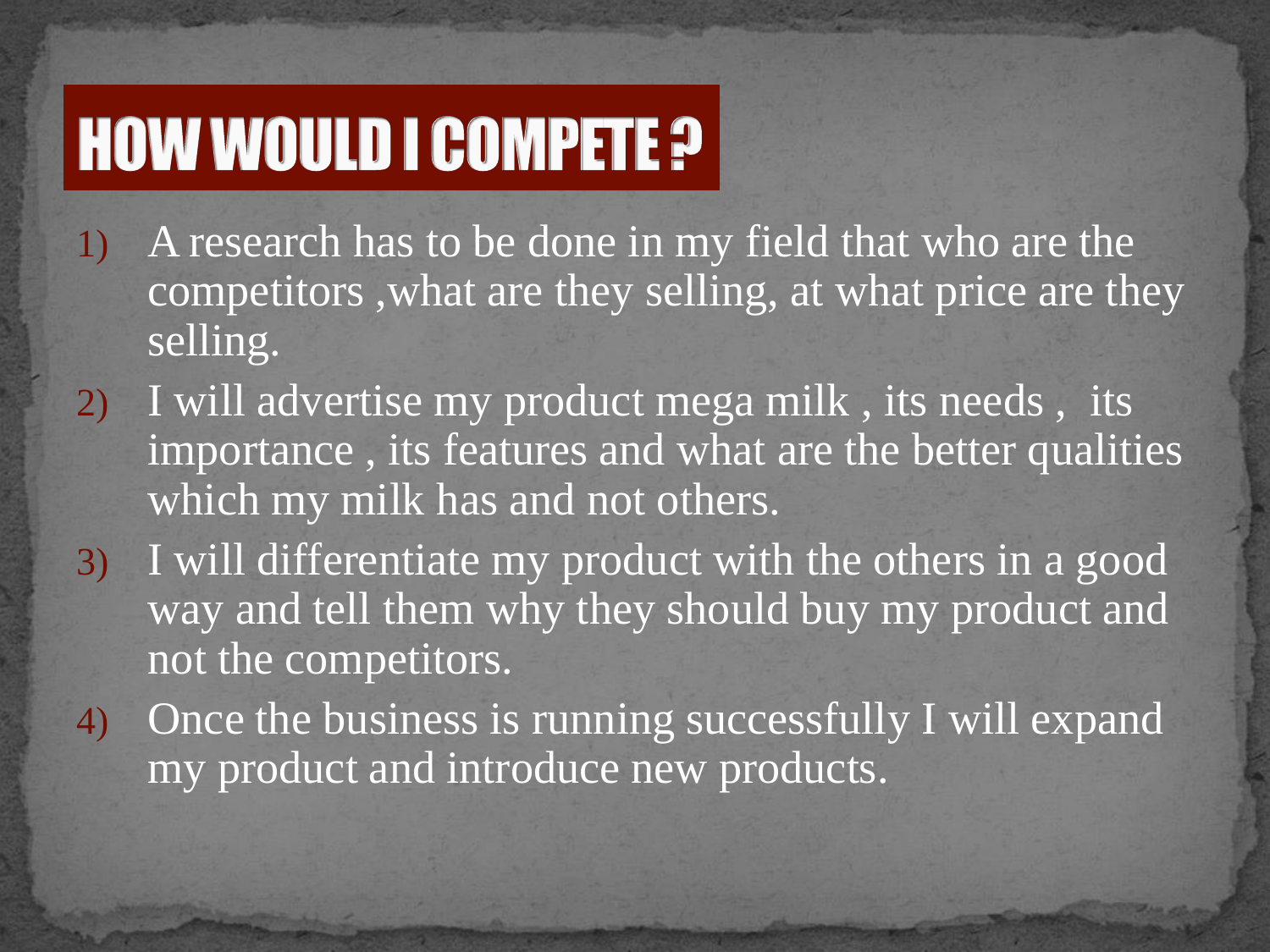# HOW WOULD I COMPETE ?

1) A research has to be done in my field that who are the competitors ,what are they selling, at what price are they selling.
2) I will advertise my product mega milk , its needs , its importance , its features and what are the better qualities which my milk has and not others.
3) I will differentiate my product with the others in a good way and tell them why they should buy my product and not the competitors.
4) Once the business is running successfully I will expand my product and introduce new products.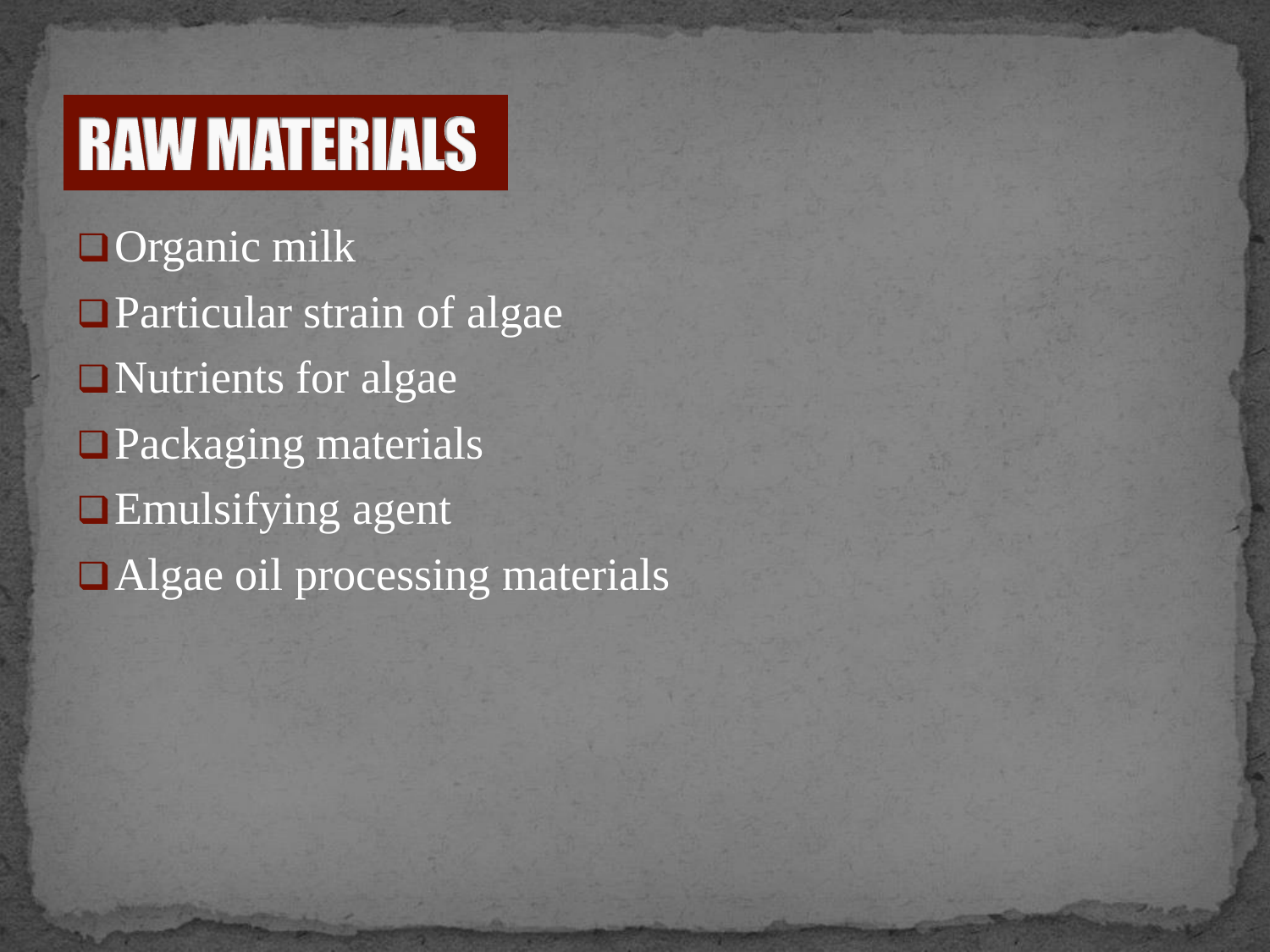# RAW MATERIALS

- Organic milk
- Particular strain of algae
- Nutrients for algae
- Packaging materials
- Emulsifying agent
- Algae oil processing materials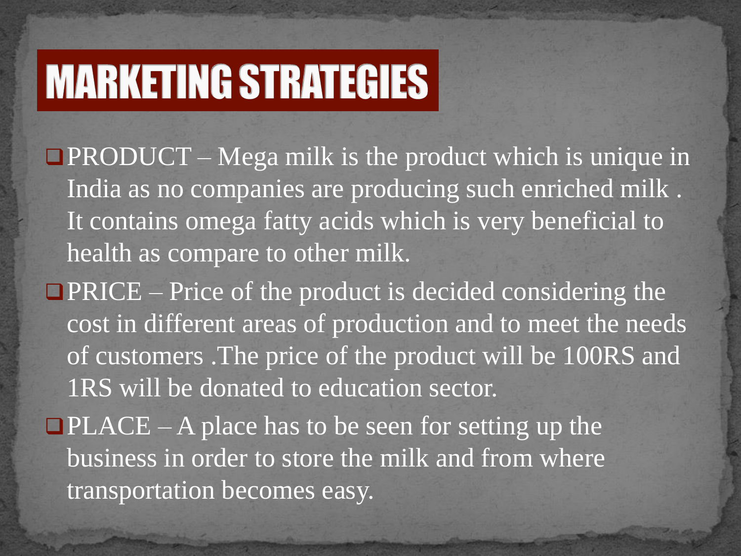# MARKETING STRATEGIES

- PRODUCT – Mega milk is the product which is unique in India as no companies are producing such enriched milk . It contains omega fatty acids which is very beneficial to health as compare to other milk.
- PRICE – Price of the product is decided considering the cost in different areas of production and to meet the needs of customers .The price of the product will be 100RS and 1RS will be donated to education sector.
- PLACE – A place has to be seen for setting up the business in order to store the milk and from where transportation becomes easy.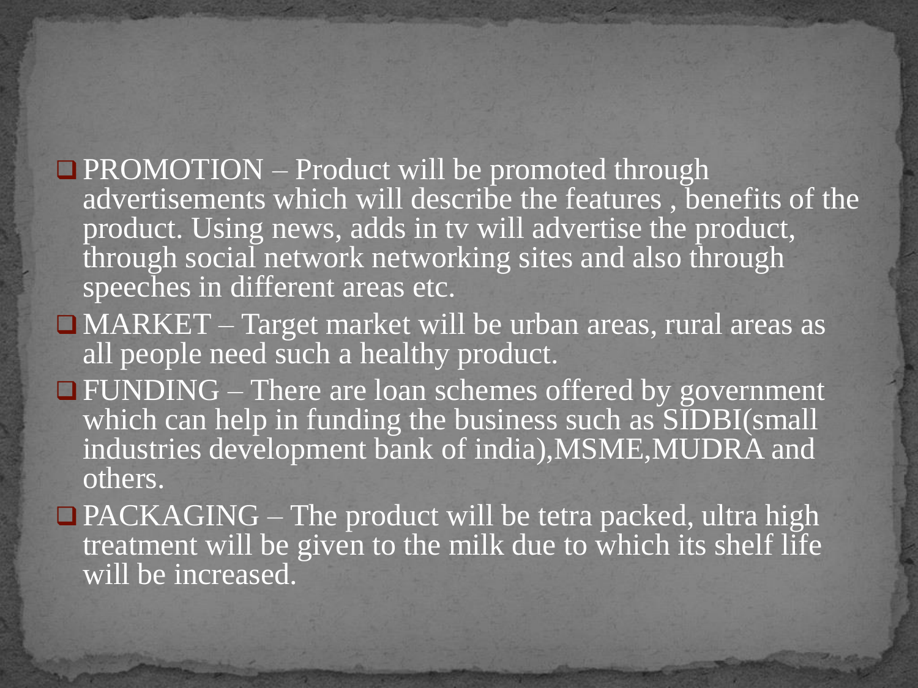- PROMOTION – Product will be promoted through advertisements which will describe the features , benefits of the product. Using news, adds in tv will advertise the product, through social network networking sites and also through speeches in different areas etc.
- MARKET – Target market will be urban areas, rural areas as all people need such a healthy product.
- FUNDING – There are loan schemes offered by government which can help in funding the business such as SIDBI(small industries development bank of india),MSME,MUDRA and others.
- PACKAGING – The product will be tetra packed, ultra high treatment will be given to the milk due to which its shelf life will be increased.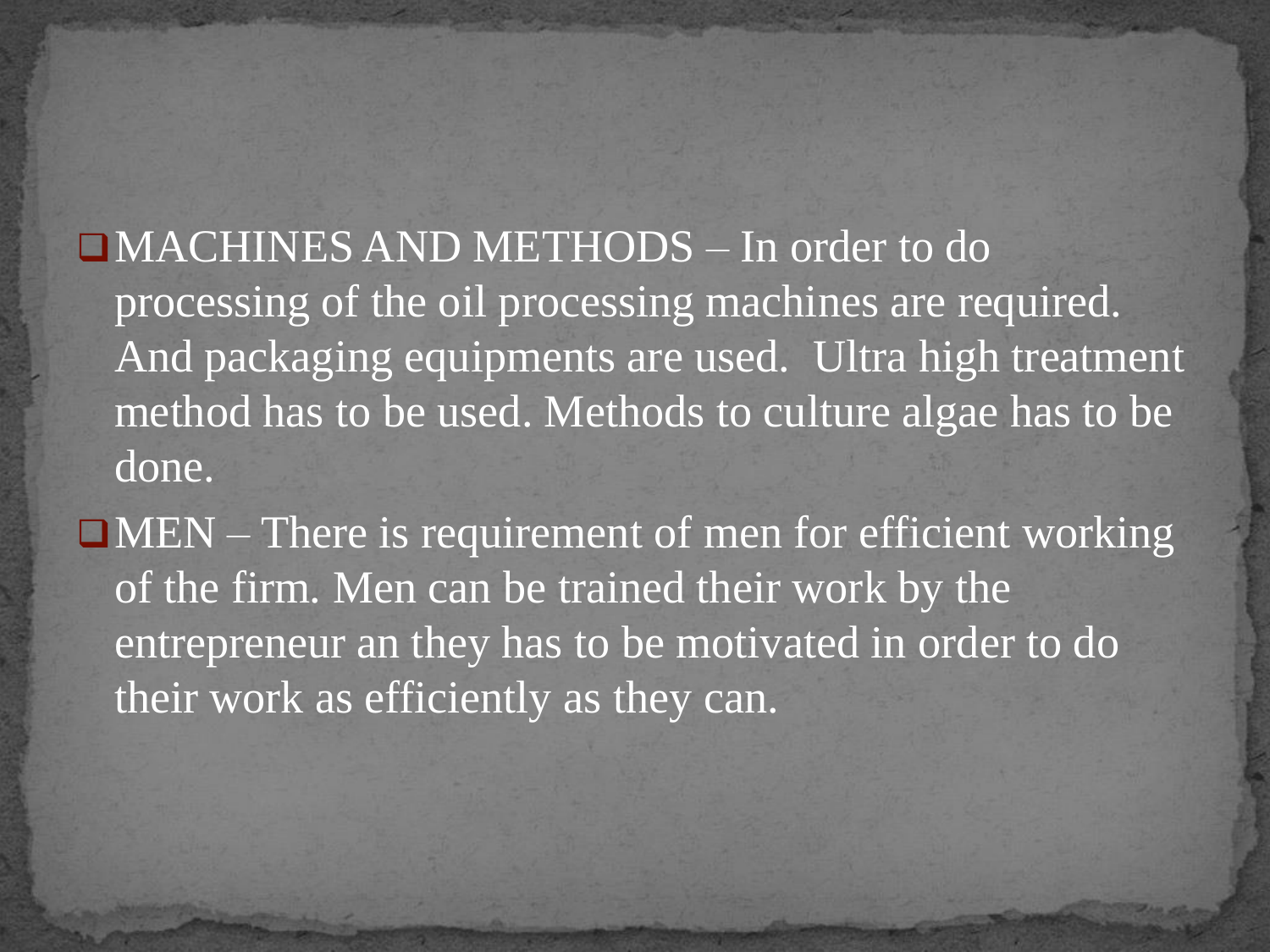- MACHINES AND METHODS – In order to do processing of the oil processing machines are required. And packaging equipments are used. Ultra high treatment method has to be used. Methods to culture algae has to be done.
- MEN – There is requirement of men for efficient working of the firm. Men can be trained their work by the entrepreneur an they has to be motivated in order to do their work as efficiently as they can.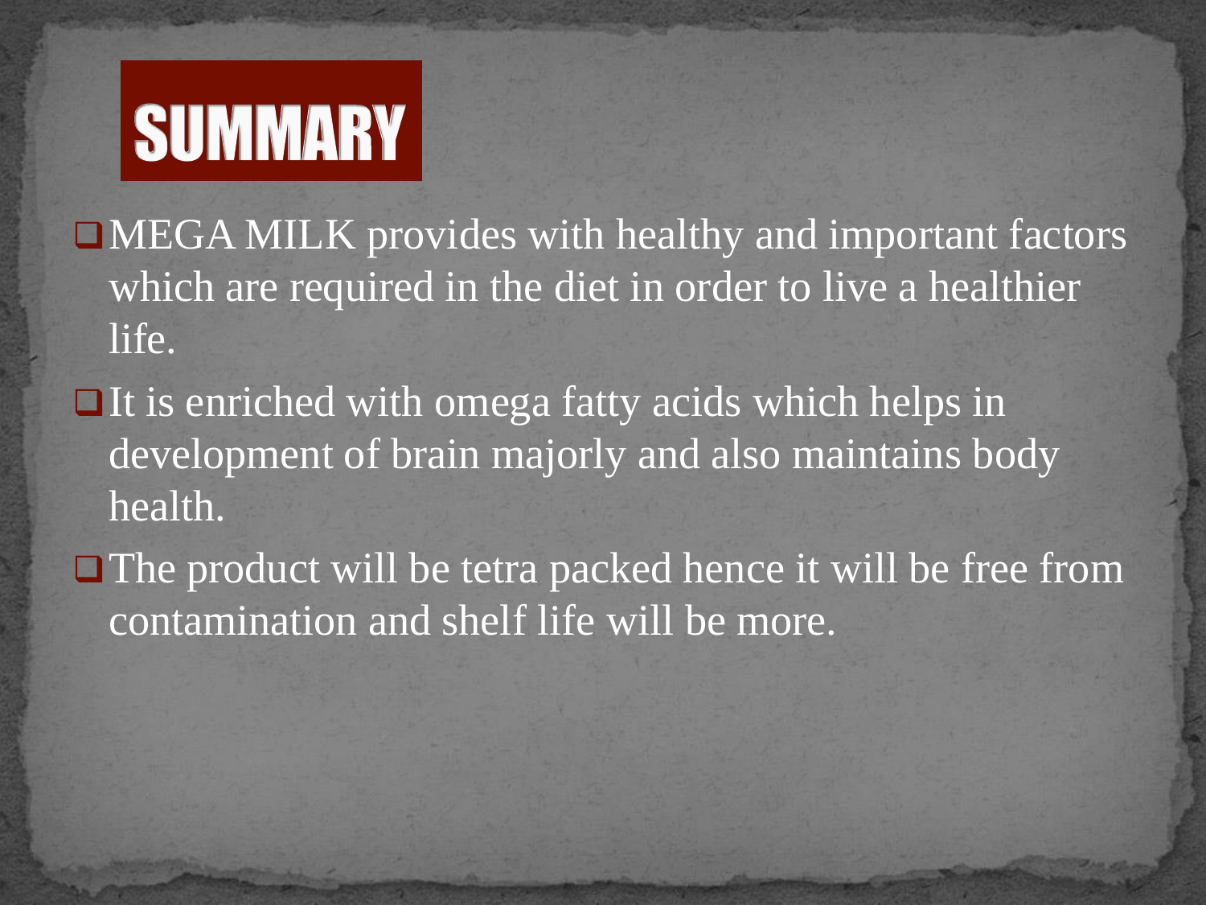# SUMMARY

- MEGA MILK provides with healthy and important factors which are required in the diet in order to live a healthier life.
- It is enriched with omega fatty acids which helps in development of brain majorly and also maintains body health.
- The product will be tetra packed hence it will be free from contamination and shelf life will be more.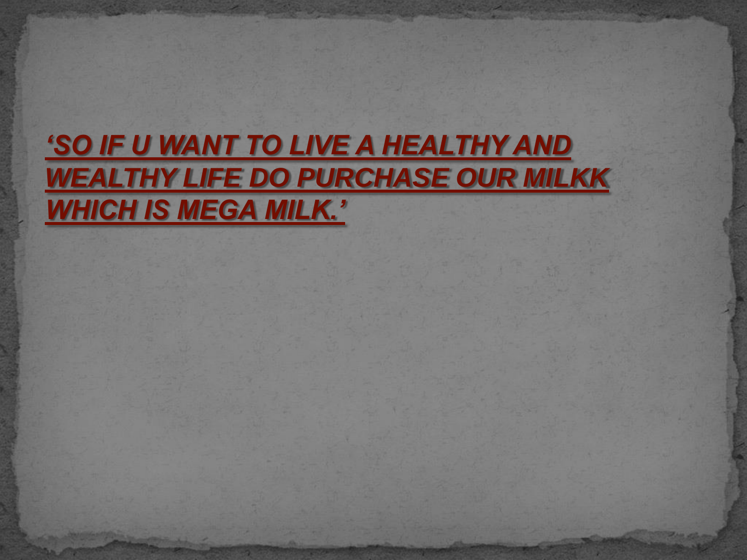***'SO IF U WANT TO LIVE A HEALTHY AND WEALTHY LIFE DO PURCHASE OUR MILKK WHICH IS MEGA MILK.'***